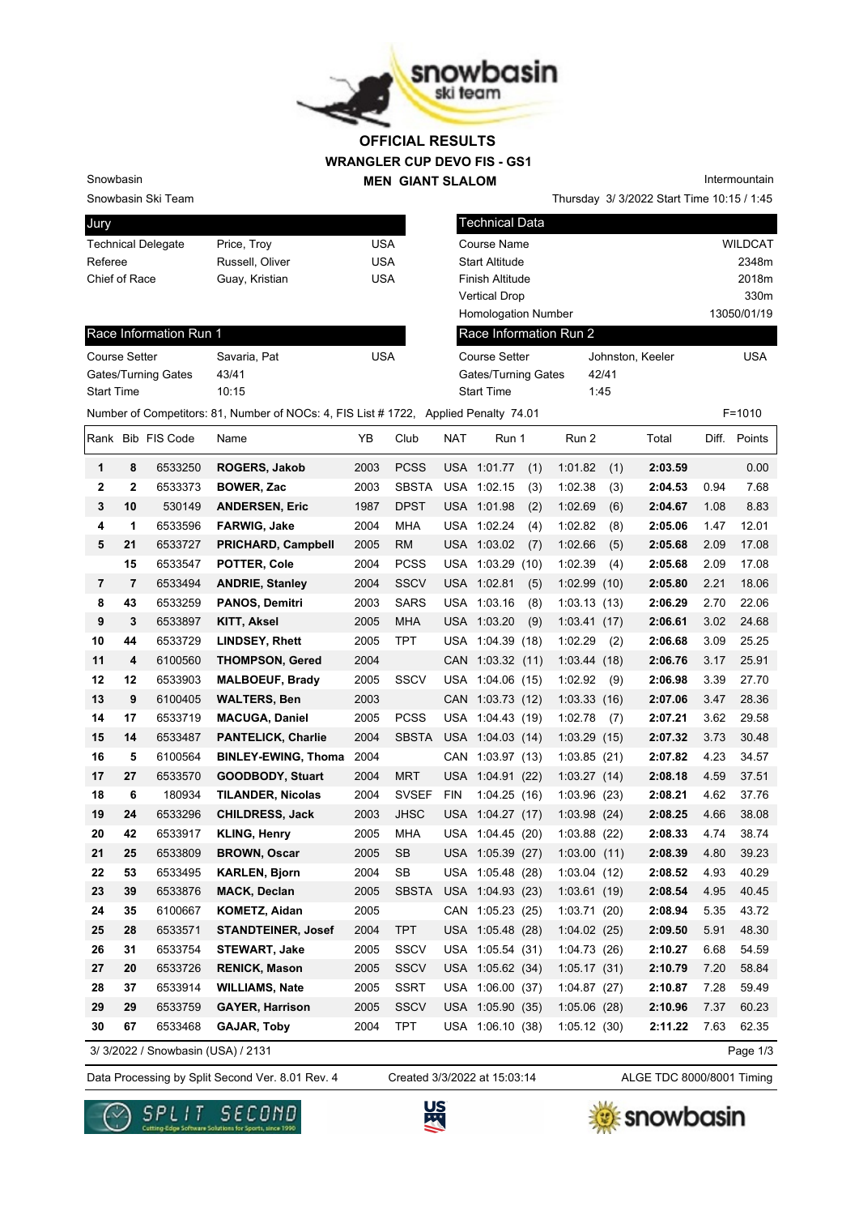# OFFICIAL RESULTS

## WRANGLER CUP DEVO FIS - GS1

## MEN GIANT SLALOM

Snowbasin
Snowbasin Ski Team

Intermountain
Thursday 3/ 3/2022 Start Time 10:15 / 1:45

| Jury | | |
|---|---|---|
| Technical Delegate | Price, Troy | USA |
| Referee | Russell, Oliver | USA |
| Chief of Race | Guay, Kristian | USA |

| Technical Data | |
|---|---|
| Course Name | WILDCAT |
| Start Altitude | 2348m |
| Finish Altitude | 2018m |
| Vertical Drop | 330m |
| Homologation Number | 13050/01/19 |

| Race Information Run 1 | | |
|---|---|---|
| Course Setter | Savaria, Pat | USA |
| Gates/Turning Gates | 43/41 | |
| Start Time | 10:15 | |

| Race Information Run 2 | | |
|---|---|---|
| Course Setter | Johnston, Keeler | USA |
| Gates/Turning Gates | 42/41 | |
| Start Time | 1:45 | |

Number of Competitors: 81, Number of NOCs: 4, FIS List # 1722, Applied Penalty 74.01 F=1010

| Rank | Bib | FIS Code | Name | YB | Club | NAT | Run 1 | Run 2 | Total | Diff. | Points |
|---|---|---|---|---|---|---|---|---|---|---|---|
| 1 | 8 | 6533250 | **ROGERS, Jakob** | 2003 | PCSS | USA | 1:01.77 (1) | 1:01.82 (1) | **2:03.59** | | 0.00 |
| 2 | 2 | 6533373 | **BOWER, Zac** | 2003 | SBSTA | USA | 1:02.15 (3) | 1:02.38 (3) | **2:04.53** | 0.94 | 7.68 |
| 3 | 10 | 530149 | **ANDERSEN, Eric** | 1987 | DPST | USA | 1:01.98 (2) | 1:02.69 (6) | **2:04.67** | 1.08 | 8.83 |
| 4 | 1 | 6533596 | **FARWIG, Jake** | 2004 | MHA | USA | 1:02.24 (4) | 1:02.82 (8) | **2:05.06** | 1.47 | 12.01 |
| 5 | 21 | 6533727 | **PRICHARD, Campbell** | 2005 | RM | USA | 1:03.02 (7) | 1:02.66 (5) | **2:05.68** | 2.09 | 17.08 |
| | 15 | 6533547 | **POTTER, Cole** | 2004 | PCSS | USA | 1:03.29 (10) | 1:02.39 (4) | **2:05.68** | 2.09 | 17.08 |
| 7 | 7 | 6533494 | **ANDRIE, Stanley** | 2004 | SSCV | USA | 1:02.81 (5) | 1:02.99 (10) | **2:05.80** | 2.21 | 18.06 |
| 8 | 43 | 6533259 | **PANOS, Demitri** | 2003 | SARS | USA | 1:03.16 (8) | 1:03.13 (13) | **2:06.29** | 2.70 | 22.06 |
| 9 | 3 | 6533897 | **KITT, Aksel** | 2005 | MHA | USA | 1:03.20 (9) | 1:03.41 (17) | **2:06.61** | 3.02 | 24.68 |
| 10 | 44 | 6533729 | **LINDSEY, Rhett** | 2005 | TPT | USA | 1:04.39 (18) | 1:02.29 (2) | **2:06.68** | 3.09 | 25.25 |
| 11 | 4 | 6100560 | **THOMPSON, Gered** | 2004 | | CAN | 1:03.32 (11) | 1:03.44 (18) | **2:06.76** | 3.17 | 25.91 |
| 12 | 12 | 6533903 | **MALBOEUF, Brady** | 2005 | SSCV | USA | 1:04.06 (15) | 1:02.92 (9) | **2:06.98** | 3.39 | 27.70 |
| 13 | 9 | 6100405 | **WALTERS, Ben** | 2003 | | CAN | 1:03.73 (12) | 1:03.33 (16) | **2:07.06** | 3.47 | 28.36 |
| 14 | 17 | 6533719 | **MACUGA, Daniel** | 2005 | PCSS | USA | 1:04.43 (19) | 1:02.78 (7) | **2:07.21** | 3.62 | 29.58 |
| 15 | 14 | 6533487 | **PANTELICK, Charlie** | 2004 | SBSTA | USA | 1:04.03 (14) | 1:03.29 (15) | **2:07.32** | 3.73 | 30.48 |
| 16 | 5 | 6100564 | **BINLEY-EWING, Thoma** | 2004 | | CAN | 1:03.97 (13) | 1:03.85 (21) | **2:07.82** | 4.23 | 34.57 |
| 17 | 27 | 6533570 | **GOODBODY, Stuart** | 2004 | MRT | USA | 1:04.91 (22) | 1:03.27 (14) | **2:08.18** | 4.59 | 37.51 |
| 18 | 6 | 180934 | **TILANDER, Nicolas** | 2004 | SVSEF | FIN | 1:04.25 (16) | 1:03.96 (23) | **2:08.21** | 4.62 | 37.76 |
| 19 | 24 | 6533296 | **CHILDRESS, Jack** | 2003 | JHSC | USA | 1:04.27 (17) | 1:03.98 (24) | **2:08.25** | 4.66 | 38.08 |
| 20 | 42 | 6533917 | **KLING, Henry** | 2005 | MHA | USA | 1:04.45 (20) | 1:03.88 (22) | **2:08.33** | 4.74 | 38.74 |
| 21 | 25 | 6533809 | **BROWN, Oscar** | 2005 | SB | USA | 1:05.39 (27) | 1:03.00 (11) | **2:08.39** | 4.80 | 39.23 |
| 22 | 53 | 6533495 | **KARLEN, Bjorn** | 2004 | SB | USA | 1:05.48 (28) | 1:03.04 (12) | **2:08.52** | 4.93 | 40.29 |
| 23 | 39 | 6533876 | **MACK, Declan** | 2005 | SBSTA | USA | 1:04.93 (23) | 1:03.61 (19) | **2:08.54** | 4.95 | 40.45 |
| 24 | 35 | 6100667 | **KOMETZ, Aidan** | 2005 | | CAN | 1:05.23 (25) | 1:03.71 (20) | **2:08.94** | 5.35 | 43.72 |
| 25 | 28 | 6533571 | **STANDTEINER, Josef** | 2004 | TPT | USA | 1:05.48 (28) | 1:04.02 (25) | **2:09.50** | 5.91 | 48.30 |
| 26 | 31 | 6533754 | **STEWART, Jake** | 2005 | SSCV | USA | 1:05.54 (31) | 1:04.73 (26) | **2:10.27** | 6.68 | 54.59 |
| 27 | 20 | 6533726 | **RENICK, Mason** | 2005 | SSCV | USA | 1:05.62 (34) | 1:05.17 (31) | **2:10.79** | 7.20 | 58.84 |
| 28 | 37 | 6533914 | **WILLIAMS, Nate** | 2005 | SSRT | USA | 1:06.00 (37) | 1:04.87 (27) | **2:10.87** | 7.28 | 59.49 |
| 29 | 29 | 6533759 | **GAYER, Harrison** | 2005 | SSCV | USA | 1:05.90 (35) | 1:05.06 (28) | **2:10.96** | 7.37 | 60.23 |
| 30 | 67 | 6533468 | **GAJAR, Toby** | 2004 | TPT | USA | 1:06.10 (38) | 1:05.12 (30) | **2:11.22** | 7.63 | 62.35 |

3/ 3/2022 / Snowbasin (USA) / 2131

Data Processing by Split Second Ver. 8.01 Rev. 4 Created 3/3/2022 at 15:03:14 ALGE TDC 8000/8001 Timing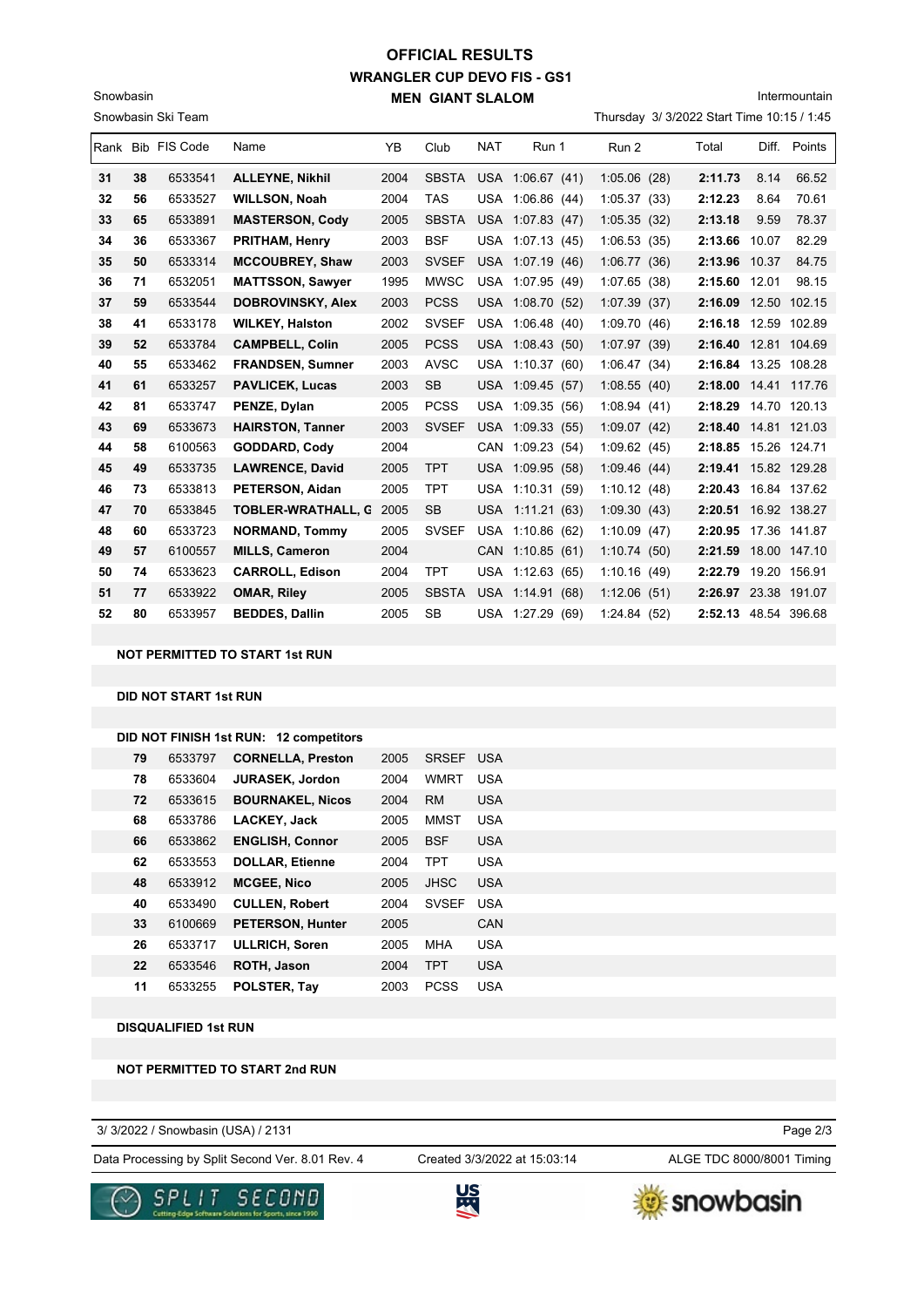# OFFICIAL RESULTS
## WRANGLER CUP DEVO FIS - GS1
### MEN GIANT SLALOM

Snowbasin

Snowbasin Ski Team

Intermountain

Thursday 3/ 3/2022 Start Time 10:15 / 1:45

| Rank | Bib | FIS Code | Name | YB | Club | NAT | Run 1 | Run 2 | Total | Diff. | Points |
|---|---|---|---|---|---|---|---|---|---|---|---|
| 31 | 38 | 6533541 | ALLEYNE, Nikhil | 2004 | SBSTA | USA | 1:06.67 (41) | 1:05.06 (28) | 2:11.73 | 8.14 | 66.52 |
| 32 | 56 | 6533527 | WILLSON, Noah | 2004 | TAS | USA | 1:06.86 (44) | 1:05.37 (33) | 2:12.23 | 8.64 | 70.61 |
| 33 | 65 | 6533891 | MASTERSON, Cody | 2005 | SBSTA | USA | 1:07.83 (47) | 1:05.35 (32) | 2:13.18 | 9.59 | 78.37 |
| 34 | 36 | 6533367 | PRITHAM, Henry | 2003 | BSF | USA | 1:07.13 (45) | 1:06.53 (35) | 2:13.66 | 10.07 | 82.29 |
| 35 | 50 | 6533314 | MCCOUBREY, Shaw | 2003 | SVSEF | USA | 1:07.19 (46) | 1:06.77 (36) | 2:13.96 | 10.37 | 84.75 |
| 36 | 71 | 6532051 | MATTSSON, Sawyer | 1995 | MWSC | USA | 1:07.95 (49) | 1:07.65 (38) | 2:15.60 | 12.01 | 98.15 |
| 37 | 59 | 6533544 | DOBROVINSKY, Alex | 2003 | PCSS | USA | 1:08.70 (52) | 1:07.39 (37) | 2:16.09 | 12.50 | 102.15 |
| 38 | 41 | 6533178 | WILKEY, Halston | 2002 | SVSEF | USA | 1:06.48 (40) | 1:09.70 (46) | 2:16.18 | 12.59 | 102.89 |
| 39 | 52 | 6533784 | CAMPBELL, Colin | 2005 | PCSS | USA | 1:08.43 (50) | 1:07.97 (39) | 2:16.40 | 12.81 | 104.69 |
| 40 | 55 | 6533462 | FRANDSEN, Sumner | 2003 | AVSC | USA | 1:10.37 (60) | 1:06.47 (34) | 2:16.84 | 13.25 | 108.28 |
| 41 | 61 | 6533257 | PAVLICEK, Lucas | 2003 | SB | USA | 1:09.45 (57) | 1:08.55 (40) | 2:18.00 | 14.41 | 117.76 |
| 42 | 81 | 6533747 | PENZE, Dylan | 2005 | PCSS | USA | 1:09.35 (56) | 1:08.94 (41) | 2:18.29 | 14.70 | 120.13 |
| 43 | 69 | 6533673 | HAIRSTON, Tanner | 2003 | SVSEF | USA | 1:09.33 (55) | 1:09.07 (42) | 2:18.40 | 14.81 | 121.03 |
| 44 | 58 | 6100563 | GODDARD, Cody | 2004 | | CAN | 1:09.23 (54) | 1:09.62 (45) | 2:18.85 | 15.26 | 124.71 |
| 45 | 49 | 6533735 | LAWRENCE, David | 2005 | TPT | USA | 1:09.95 (58) | 1:09.46 (44) | 2:19.41 | 15.82 | 129.28 |
| 46 | 73 | 6533813 | PETERSON, Aidan | 2005 | TPT | USA | 1:10.31 (59) | 1:10.12 (48) | 2:20.43 | 16.84 | 137.62 |
| 47 | 70 | 6533845 | TOBLER-WRATHALL, G | 2005 | SB | USA | 1:11.21 (63) | 1:09.30 (43) | 2:20.51 | 16.92 | 138.27 |
| 48 | 60 | 6533723 | NORMAND, Tommy | 2005 | SVSEF | USA | 1:10.86 (62) | 1:10.09 (47) | 2:20.95 | 17.36 | 141.87 |
| 49 | 57 | 6100557 | MILLS, Cameron | 2004 | | CAN | 1:10.85 (61) | 1:10.74 (50) | 2:21.59 | 18.00 | 147.10 |
| 50 | 74 | 6533623 | CARROLL, Edison | 2004 | TPT | USA | 1:12.63 (65) | 1:10.16 (49) | 2:22.79 | 19.20 | 156.91 |
| 51 | 77 | 6533922 | OMAR, Riley | 2005 | SBSTA | USA | 1:14.91 (68) | 1:12.06 (51) | 2:26.97 | 23.38 | 191.07 |
| 52 | 80 | 6533957 | BEDDES, Dallin | 2005 | SB | USA | 1:27.29 (69) | 1:24.84 (52) | 2:52.13 | 48.54 | 396.68 |

**NOT PERMITTED TO START 1st RUN**

**DID NOT START 1st RUN**

**DID NOT FINISH 1st RUN: 12 competitors**

| Bib | FIS Code | Name | YB | Club | NAT |
|---|---|---|---|---|---|
| 79 | 6533797 | CORNELLA, Preston | 2005 | SRSEF | USA |
| 78 | 6533604 | JURASEK, Jordon | 2004 | WMRT | USA |
| 72 | 6533615 | BOURNAKEL, Nicos | 2004 | RM | USA |
| 68 | 6533786 | LACKEY, Jack | 2005 | MMST | USA |
| 66 | 6533862 | ENGLISH, Connor | 2005 | BSF | USA |
| 62 | 6533553 | DOLLAR, Etienne | 2004 | TPT | USA |
| 48 | 6533912 | MCGEE, Nico | 2005 | JHSC | USA |
| 40 | 6533490 | CULLEN, Robert | 2004 | SVSEF | USA |
| 33 | 6100669 | PETERSON, Hunter | 2005 | | CAN |
| 26 | 6533717 | ULLRICH, Soren | 2005 | MHA | USA |
| 22 | 6533546 | ROTH, Jason | 2004 | TPT | USA |
| 11 | 6533255 | POLSTER, Tay | 2003 | PCSS | USA |

**DISQUALIFIED 1st RUN**

**NOT PERMITTED TO START 2nd RUN**

3/ 3/2022 / Snowbasin (USA) / 2131

Data Processing by Split Second Ver. 8.01 Rev. 4 — Created 3/3/2022 at 15:03:14 — ALGE TDC 8000/8001 Timing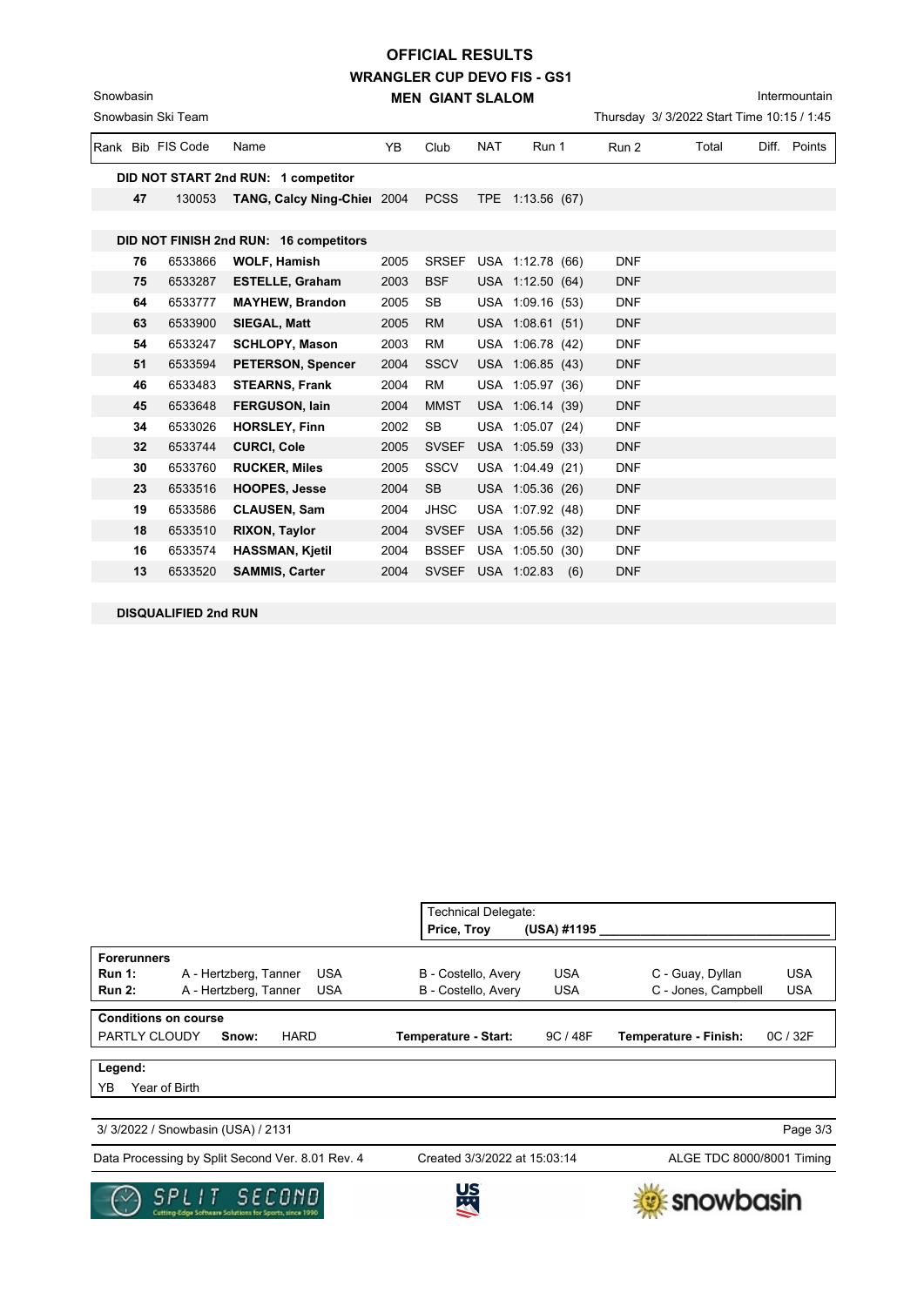# OFFICIAL RESULTS

## WRANGLER CUP DEVO FIS - GS1

## MEN GIANT SLALOM

Snowbasin
Snowbasin Ski Team

Intermountain
Thursday 3/ 3/2022 Start Time 10:15 / 1:45

| Rank | Bib | FIS Code | Name | YB | Club | NAT | Run 1 | Run 2 | Total | Diff. | Points |
|---|---|---|---|---|---|---|---|---|---|---|---|
| **DID NOT START 2nd RUN: 1 competitor** | | | | | | | | | | | |
| | 47 | 130053 | **TANG, Calcy Ning-Chie** | 2004 | PCSS | TPE | 1:13.56 (67) | | | | |
| **DID NOT FINISH 2nd RUN: 16 competitors** | | | | | | | | | | | |
| | 76 | 6533866 | **WOLF, Hamish** | 2005 | SRSEF | USA | 1:12.78 (66) | DNF | | | |
| | 75 | 6533287 | **ESTELLE, Graham** | 2003 | BSF | USA | 1:12.50 (64) | DNF | | | |
| | 64 | 6533777 | **MAYHEW, Brandon** | 2005 | SB | USA | 1:09.16 (53) | DNF | | | |
| | 63 | 6533900 | **SIEGAL, Matt** | 2005 | RM | USA | 1:08.61 (51) | DNF | | | |
| | 54 | 6533247 | **SCHLOPY, Mason** | 2003 | RM | USA | 1:06.78 (42) | DNF | | | |
| | 51 | 6533594 | **PETERSON, Spencer** | 2004 | SSCV | USA | 1:06.85 (43) | DNF | | | |
| | 46 | 6533483 | **STEARNS, Frank** | 2004 | RM | USA | 1:05.97 (36) | DNF | | | |
| | 45 | 6533648 | **FERGUSON, Iain** | 2004 | MMST | USA | 1:06.14 (39) | DNF | | | |
| | 34 | 6533026 | **HORSLEY, Finn** | 2002 | SB | USA | 1:05.07 (24) | DNF | | | |
| | 32 | 6533744 | **CURCI, Cole** | 2005 | SVSEF | USA | 1:05.59 (33) | DNF | | | |
| | 30 | 6533760 | **RUCKER, Miles** | 2005 | SSCV | USA | 1:04.49 (21) | DNF | | | |
| | 23 | 6533516 | **HOOPES, Jesse** | 2004 | SB | USA | 1:05.36 (26) | DNF | | | |
| | 19 | 6533586 | **CLAUSEN, Sam** | 2004 | JHSC | USA | 1:07.92 (48) | DNF | | | |
| | 18 | 6533510 | **RIXON, Taylor** | 2004 | SVSEF | USA | 1:05.56 (32) | DNF | | | |
| | 16 | 6533574 | **HASSMAN, Kjetil** | 2004 | BSSEF | USA | 1:05.50 (30) | DNF | | | |
| | 13 | 6533520 | **SAMMIS, Carter** | 2004 | SVSEF | USA | 1:02.83 (6) | DNF | | | |
| **DISQUALIFIED 2nd RUN** | | | | | | | | | | | |

Technical Delegate:
**Price, Troy** **(USA) #1195**

**Forerunners**

| | | | | | | |
|---|---|---|---|---|---|---|
| **Run 1:** | A - Hertzberg, Tanner | USA | B - Costello, Avery | USA | C - Guay, Dyllan | USA |
| **Run 2:** | A - Hertzberg, Tanner | USA | B - Costello, Avery | USA | C - Jones, Campbell | USA |

**Conditions on course**
PARTLY CLOUDY **Snow:** HARD **Temperature - Start:** 9C / 48F **Temperature - Finish:** 0C / 32F

**Legend:**
YB Year of Birth

3/ 3/2022 / Snowbasin (USA) / 2131

Data Processing by Split Second Ver. 8.01 Rev. 4 Created 3/3/2022 at 15:03:14 ALGE TDC 8000/8001 Timing